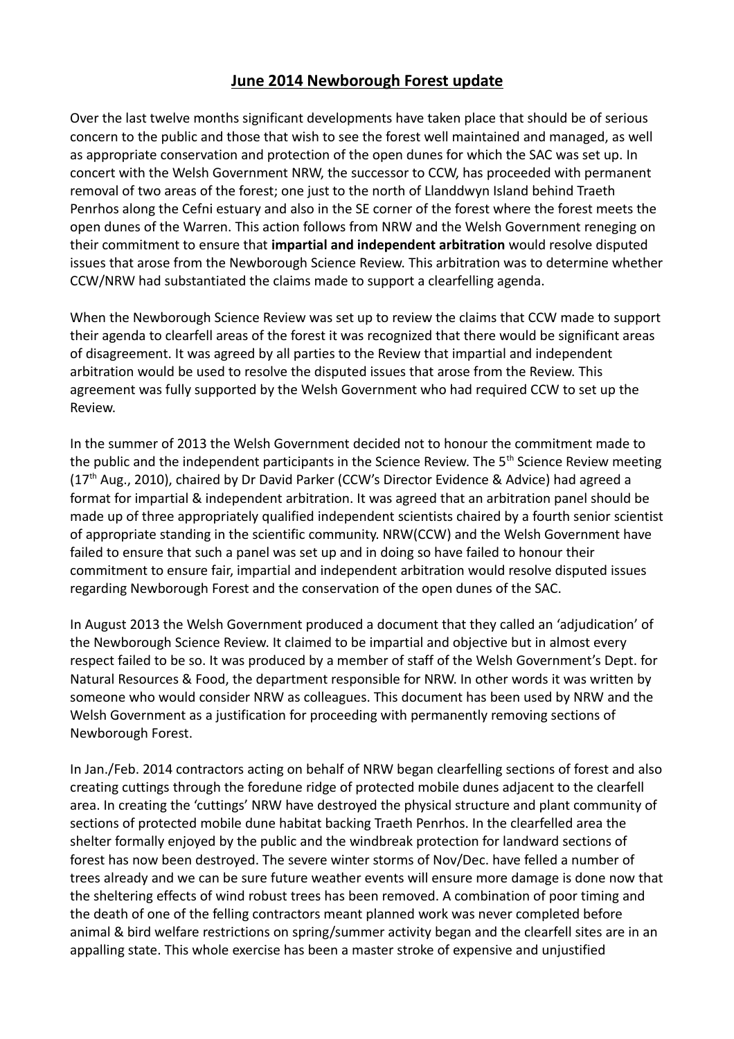# June 2014 Newborough Forest update

Over the last twelve months significant developments have taken place that should be of serious concern to the public and those that wish to see the forest well maintained and managed, as well as appropriate conservation and protection of the open dunes for which the SAC was set up. In concert with the Welsh Government NRW, the successor to CCW, has proceeded with permanent removal of two areas of the forest; one just to the north of Llanddwyn Island behind Traeth Penrhos along the Cefni estuary and also in the SE corner of the forest where the forest meets the open dunes of the Warren. This action follows from NRW and the Welsh Government reneging on their commitment to ensure that **impartial and independent arbitration** would resolve disputed issues that arose from the Newborough Science Review. This arbitration was to determine whether CCW/NRW had substantiated the claims made to support a clearfelling agenda.

When the Newborough Science Review was set up to review the claims that CCW made to support their agenda to clearfell areas of the forest it was recognized that there would be significant areas of disagreement. It was agreed by all parties to the Review that impartial and independent arbitration would be used to resolve the disputed issues that arose from the Review. This agreement was fully supported by the Welsh Government who had required CCW to set up the Review.

In the summer of 2013 the Welsh Government decided not to honour the commitment made to the public and the independent participants in the Science Review. The 5th Science Review meeting (17th Aug., 2010), chaired by Dr David Parker (CCW's Director Evidence & Advice) had agreed a format for impartial & independent arbitration. It was agreed that an arbitration panel should be made up of three appropriately qualified independent scientists chaired by a fourth senior scientist of appropriate standing in the scientific community. NRW(CCW) and the Welsh Government have failed to ensure that such a panel was set up and in doing so have failed to honour their commitment to ensure fair, impartial and independent arbitration would resolve disputed issues regarding Newborough Forest and the conservation of the open dunes of the SAC.

In August 2013 the Welsh Government produced a document that they called an 'adjudication' of the Newborough Science Review. It claimed to be impartial and objective but in almost every respect failed to be so. It was produced by a member of staff of the Welsh Government's Dept. for Natural Resources & Food, the department responsible for NRW. In other words it was written by someone who would consider NRW as colleagues. This document has been used by NRW and the Welsh Government as a justification for proceeding with permanently removing sections of Newborough Forest.

In Jan./Feb. 2014 contractors acting on behalf of NRW began clearfelling sections of forest and also creating cuttings through the foredune ridge of protected mobile dunes adjacent to the clearfell area. In creating the 'cuttings' NRW have destroyed the physical structure and plant community of sections of protected mobile dune habitat backing Traeth Penrhos. In the clearfelled area the shelter formally enjoyed by the public and the windbreak protection for landward sections of forest has now been destroyed. The severe winter storms of Nov/Dec. have felled a number of trees already and we can be sure future weather events will ensure more damage is done now that the sheltering effects of wind robust trees has been removed. A combination of poor timing and the death of one of the felling contractors meant planned work was never completed before animal & bird welfare restrictions on spring/summer activity began and the clearfell sites are in an appalling state. This whole exercise has been a master stroke of expensive and unjustified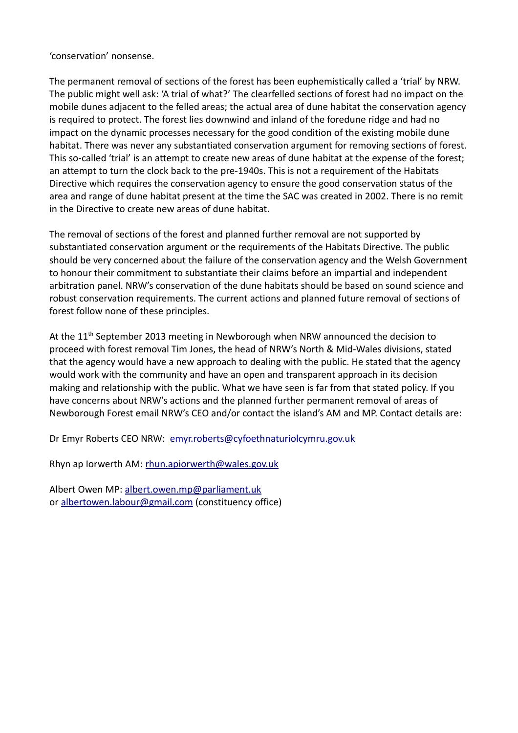'conservation' nonsense.

The permanent removal of sections of the forest has been euphemistically called a 'trial' by NRW. The public might well ask: 'A trial of what?' The clearfelled sections of forest had no impact on the mobile dunes adjacent to the felled areas; the actual area of dune habitat the conservation agency is required to protect. The forest lies downwind and inland of the foredune ridge and had no impact on the dynamic processes necessary for the good condition of the existing mobile dune habitat. There was never any substantiated conservation argument for removing sections of forest. This so-called 'trial' is an attempt to create new areas of dune habitat at the expense of the forest; an attempt to turn the clock back to the pre-1940s. This is not a requirement of the Habitats Directive which requires the conservation agency to ensure the good conservation status of the area and range of dune habitat present at the time the SAC was created in 2002. There is no remit in the Directive to create new areas of dune habitat.

The removal of sections of the forest and planned further removal are not supported by substantiated conservation argument or the requirements of the Habitats Directive. The public should be very concerned about the failure of the conservation agency and the Welsh Government to honour their commitment to substantiate their claims before an impartial and independent arbitration panel. NRW's conservation of the dune habitats should be based on sound science and robust conservation requirements. The current actions and planned future removal of sections of forest follow none of these principles.

At the 11th September 2013 meeting in Newborough when NRW announced the decision to proceed with forest removal Tim Jones, the head of NRW's North & Mid-Wales divisions, stated that the agency would have a new approach to dealing with the public. He stated that the agency would work with the community and have an open and transparent approach in its decision making and relationship with the public. What we have seen is far from that stated policy. If you have concerns about NRW's actions and the planned further permanent removal of areas of Newborough Forest email NRW's CEO and/or contact the island's AM and MP. Contact details are:

Dr Emyr Roberts CEO NRW: emyr.roberts@cyfoethnaturiolcymru.gov.uk

Rhyn ap Iorwerth AM: rhun.apiorwerth@wales.gov.uk

Albert Owen MP: albert.owen.mp@parliament.uk
or albertowen.labour@gmail.com (constituency office)